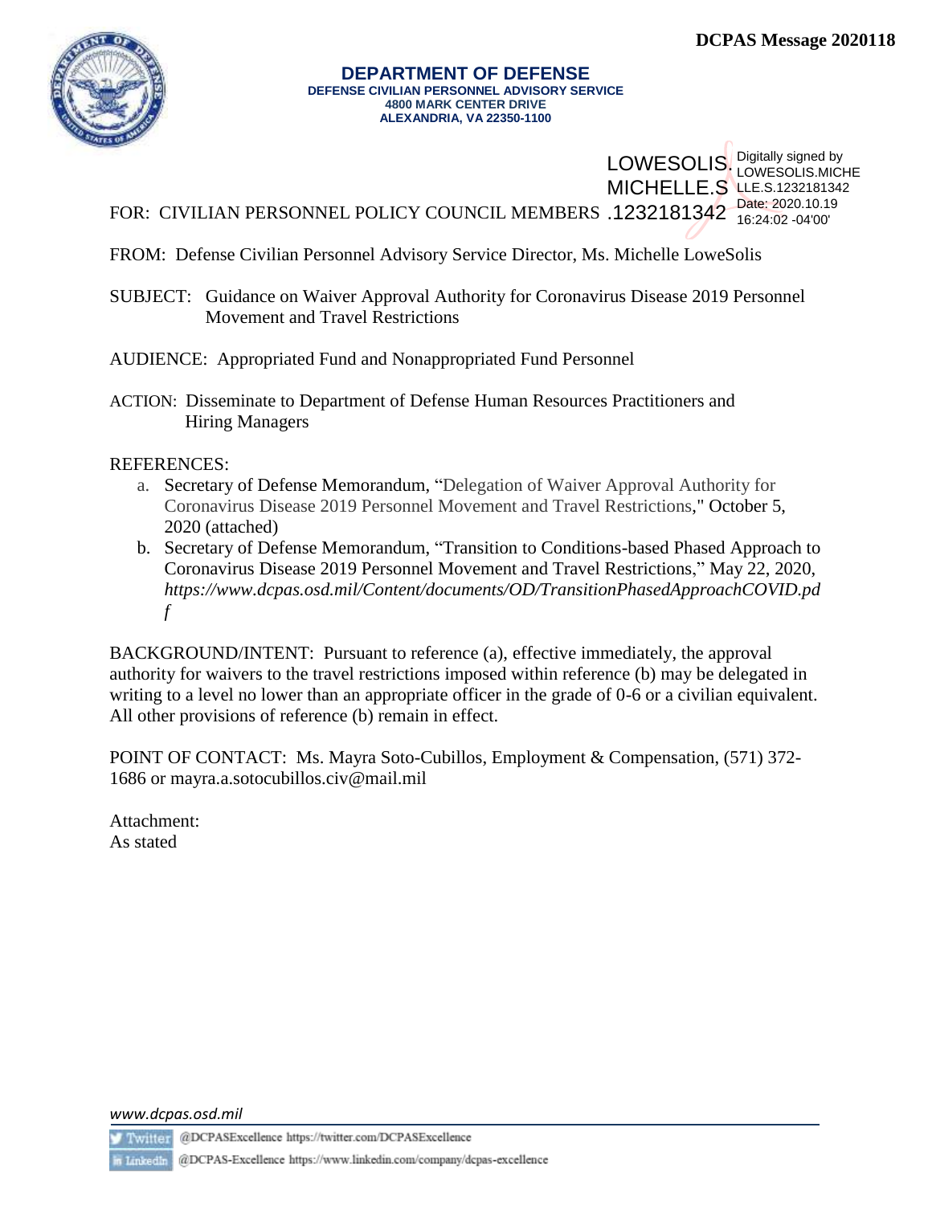DCPAS Message 2020118

**DEPARTMENT OF DEFENSE**
**DEFENSE CIVILIAN PERSONNEL ADVISORY SERVICE**
**4800 MARK CENTER DRIVE**
**ALEXANDRIA, VA 22350-1100**

LOWESOLIS.MICHELLE.S.1232181342 Digitally signed by LOWESOLIS.MICHELLE.S.1232181342 Date: 2020.10.19 16:24:02 -04'00'

FOR: CIVILIAN PERSONNEL POLICY COUNCIL MEMBERS

FROM: Defense Civilian Personnel Advisory Service Director, Ms. Michelle LoweSolis

SUBJECT: Guidance on Waiver Approval Authority for Coronavirus Disease 2019 Personnel Movement and Travel Restrictions

AUDIENCE: Appropriated Fund and Nonappropriated Fund Personnel

ACTION: Disseminate to Department of Defense Human Resources Practitioners and Hiring Managers

REFERENCES:

a. Secretary of Defense Memorandum, "Delegation of Waiver Approval Authority for Coronavirus Disease 2019 Personnel Movement and Travel Restrictions," October 5, 2020 (attached)
b. Secretary of Defense Memorandum, "Transition to Conditions-based Phased Approach to Coronavirus Disease 2019 Personnel Movement and Travel Restrictions," May 22, 2020, *https://www.dcpas.osd.mil/Content/documents/OD/TransitionPhasedApproachCOVID.pdf*

BACKGROUND/INTENT: Pursuant to reference (a), effective immediately, the approval authority for waivers to the travel restrictions imposed within reference (b) may be delegated in writing to a level no lower than an appropriate officer in the grade of 0-6 or a civilian equivalent. All other provisions of reference (b) remain in effect.

POINT OF CONTACT: Ms. Mayra Soto-Cubillos, Employment & Compensation, (571) 372-1686 or mayra.a.sotocubillos.civ@mail.mil

Attachment:
As stated

*www.dcpas.osd.mil*

Twitter @DCPASExcellence https://twitter.com/DCPASExcellence

LinkedIn @DCPAS-Excellence https://www.linkedin.com/company/dcpas-excellence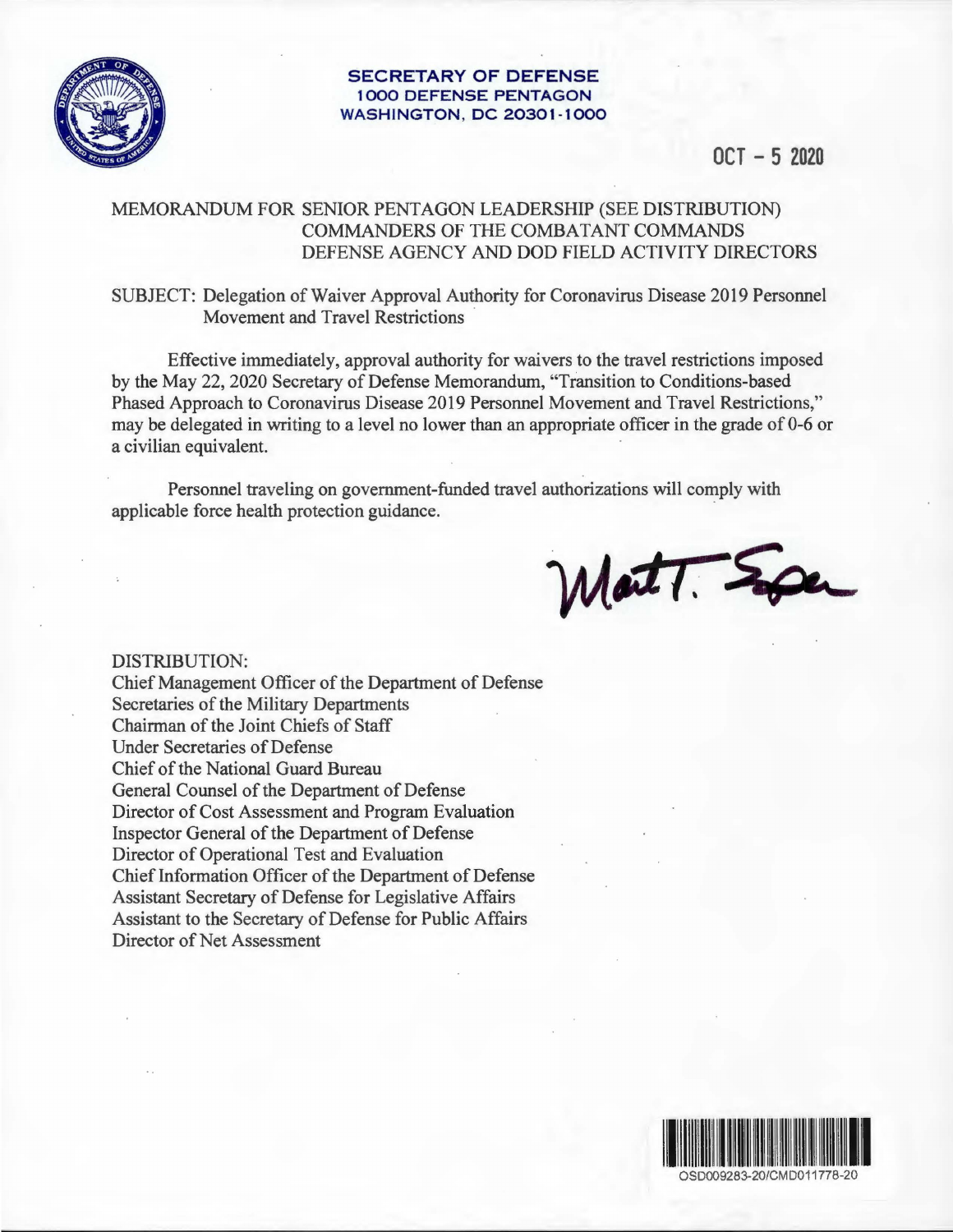**SECRETARY OF DEFENSE**
**1000 DEFENSE PENTAGON**
**WASHINGTON, DC 20301-1000**

OCT - 5 2020

MEMORANDUM FOR SENIOR PENTAGON LEADERSHIP (SEE DISTRIBUTION)
COMMANDERS OF THE COMBATANT COMMANDS
DEFENSE AGENCY AND DOD FIELD ACTIVITY DIRECTORS

SUBJECT: Delegation of Waiver Approval Authority for Coronavirus Disease 2019 Personnel Movement and Travel Restrictions

Effective immediately, approval authority for waivers to the travel restrictions imposed by the May 22, 2020 Secretary of Defense Memorandum, "Transition to Conditions-based Phased Approach to Coronavirus Disease 2019 Personnel Movement and Travel Restrictions," may be delegated in writing to a level no lower than an appropriate officer in the grade of 0-6 or a civilian equivalent.

Personnel traveling on government-funded travel authorizations will comply with applicable force health protection guidance.

Matt T. Esper

DISTRIBUTION:
Chief Management Officer of the Department of Defense
Secretaries of the Military Departments
Chairman of the Joint Chiefs of Staff
Under Secretaries of Defense
Chief of the National Guard Bureau
General Counsel of the Department of Defense
Director of Cost Assessment and Program Evaluation
Inspector General of the Department of Defense
Director of Operational Test and Evaluation
Chief Information Officer of the Department of Defense
Assistant Secretary of Defense for Legislative Affairs
Assistant to the Secretary of Defense for Public Affairs
Director of Net Assessment

OSD009283-20/CMD011778-20